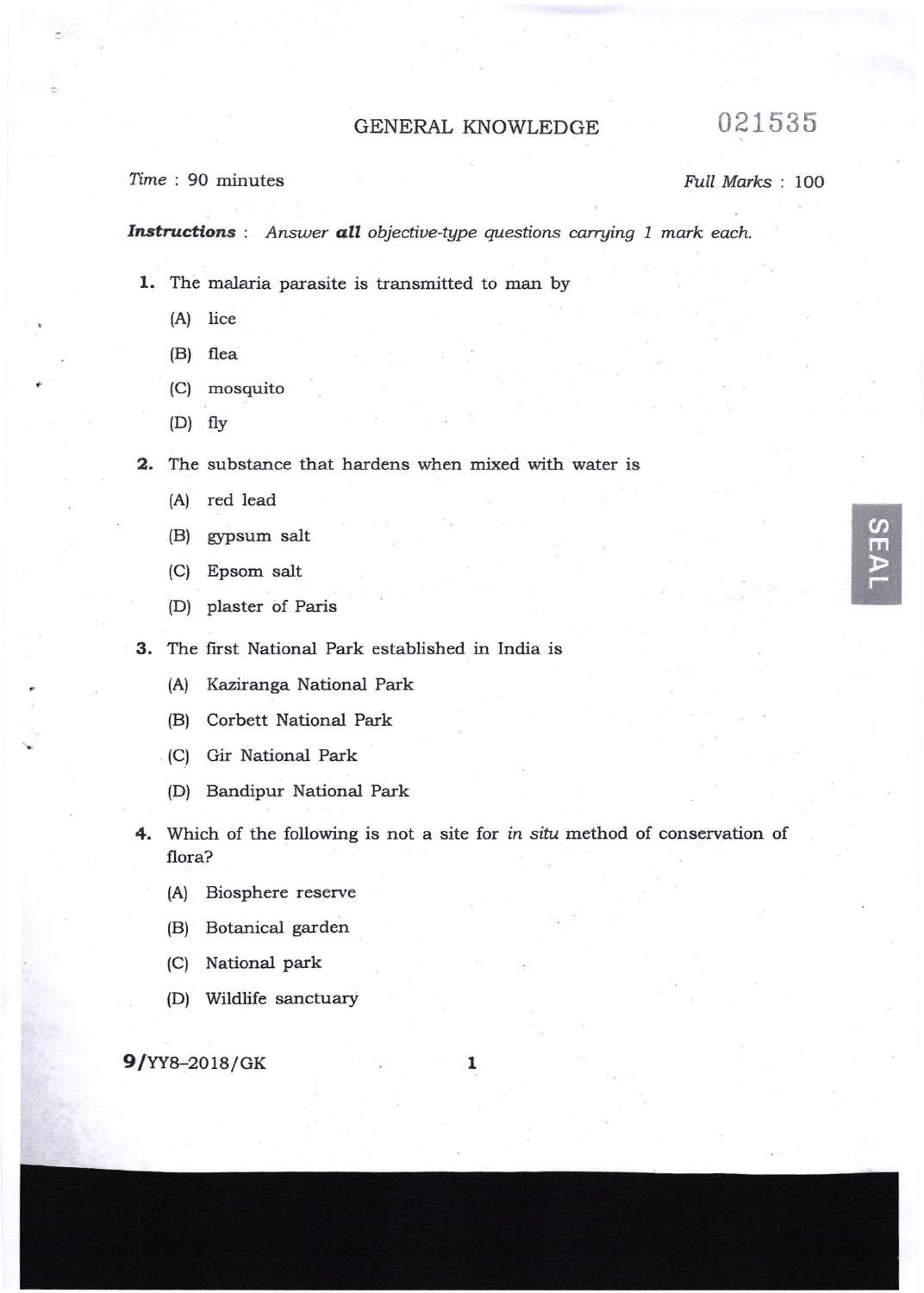# GENERAL KNOWLEDGE

021535

*Time* : 90 minutes

*Full Marks* : 100

***Instructions*** : *Answer* ***all*** *objective-type questions carrying 1 mark each.*

1. The malaria parasite is transmitted to man by

   (A) lice

   (B) flea

   (C) mosquito

   (D) fly

2. The substance that hardens when mixed with water is

   (A) red lead

   (B) gypsum salt

   (C) Epsom salt

   (D) plaster of Paris

3. The first National Park established in India is

   (A) Kaziranga National Park

   (B) Corbett National Park

   (C) Gir National Park

   (D) Bandipur National Park

4. Which of the following is not a site for *in situ* method of conservation of flora?

   (A) Biosphere reserve

   (B) Botanical garden

   (C) National park

   (D) Wildlife sanctuary

9/YY8–2018/GK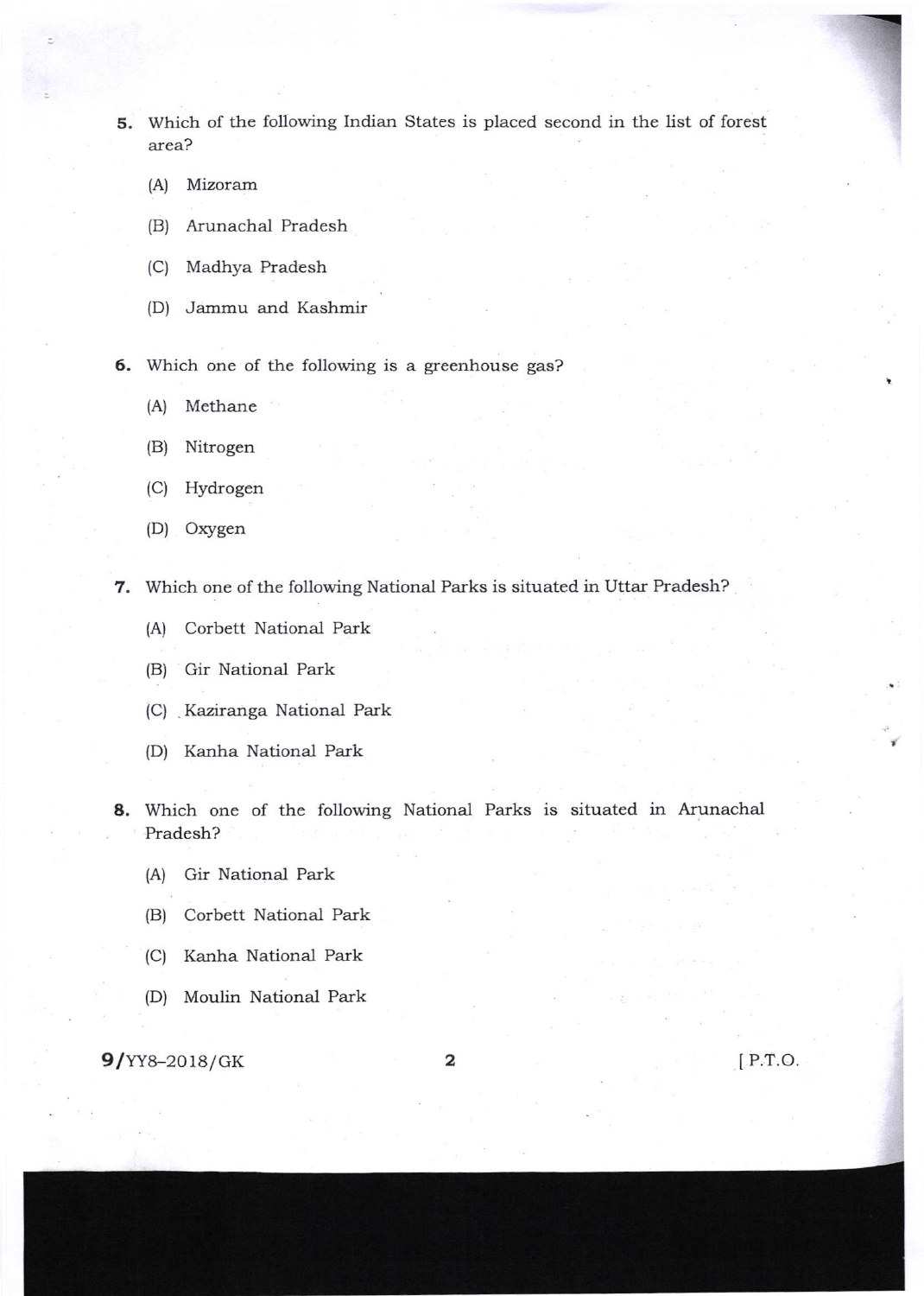5. Which of the following Indian States is placed second in the list of forest area?

   (A) Mizoram

   (B) Arunachal Pradesh

   (C) Madhya Pradesh

   (D) Jammu and Kashmir

6. Which one of the following is a greenhouse gas?

   (A) Methane

   (B) Nitrogen

   (C) Hydrogen

   (D) Oxygen

7. Which one of the following National Parks is situated in Uttar Pradesh?

   (A) Corbett National Park

   (B) Gir National Park

   (C) Kaziranga National Park

   (D) Kanha National Park

8. Which one of the following National Parks is situated in Arunachal Pradesh?

   (A) Gir National Park

   (B) Corbett National Park

   (C) Kanha National Park

   (D) Moulin National Park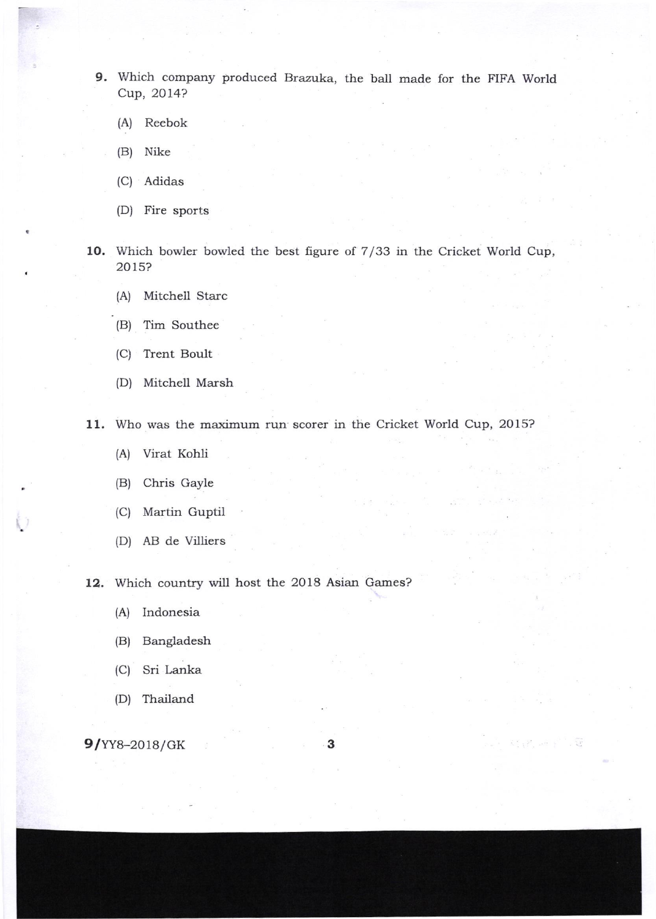9. Which company produced Brazuka, the ball made for the FIFA World Cup, 2014?

   (A) Reebok

   (B) Nike

   (C) Adidas

   (D) Fire sports

10. Which bowler bowled the best figure of 7/33 in the Cricket World Cup, 2015?

    (A) Mitchell Starc

    (B) Tim Southee

    (C) Trent Boult

    (D) Mitchell Marsh

11. Who was the maximum run scorer in the Cricket World Cup, 2015?

    (A) Virat Kohli

    (B) Chris Gayle

    (C) Martin Guptil

    (D) AB de Villiers

12. Which country will host the 2018 Asian Games?

    (A) Indonesia

    (B) Bangladesh

    (C) Sri Lanka

    (D) Thailand

9/YY8–2018/GK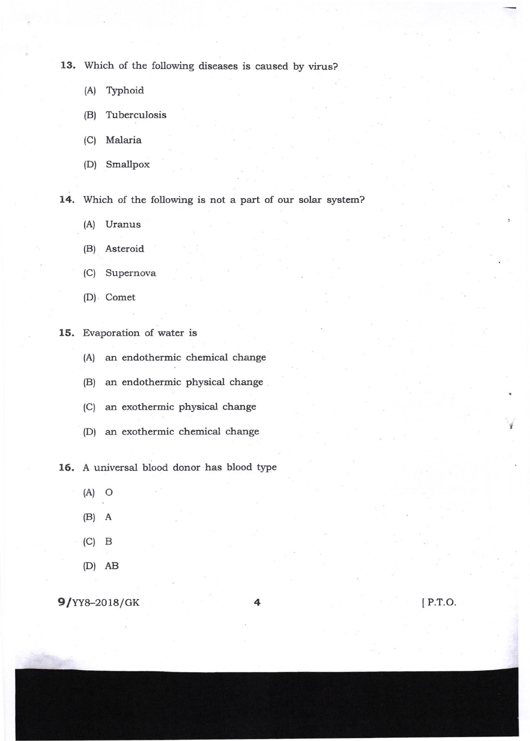13. Which of the following diseases is caused by virus?

 (A) Typhoid

 (B) Tuberculosis

 (C) Malaria

 (D) Smallpox

14. Which of the following is not a part of our solar system?

 (A) Uranus

 (B) Asteroid

 (C) Supernova

 (D) Comet

15. Evaporation of water is

 (A) an endothermic chemical change

 (B) an endothermic physical change

 (C) an exothermic physical change

 (D) an exothermic chemical change

16. A universal blood donor has blood type

 (A) O

 (B) A

 (C) B

 (D) AB

9/YY8–2018/GK [ P.T.O.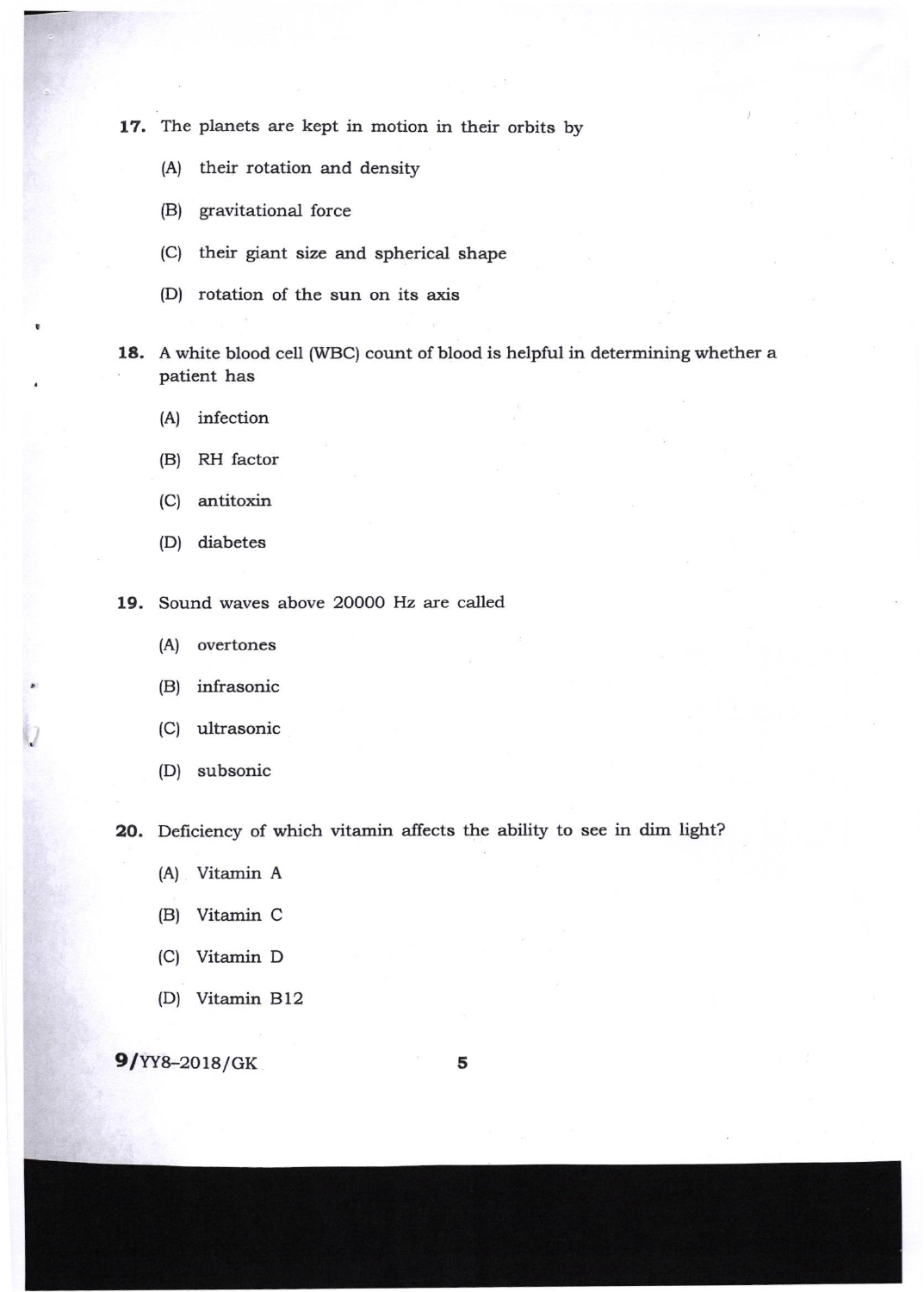17. The planets are kept in motion in their orbits by

    (A) their rotation and density

    (B) gravitational force

    (C) their giant size and spherical shape

    (D) rotation of the sun on its axis

18. A white blood cell (WBC) count of blood is helpful in determining whether a patient has

    (A) infection

    (B) RH factor

    (C) antitoxin

    (D) diabetes

19. Sound waves above 20000 Hz are called

    (A) overtones

    (B) infrasonic

    (C) ultrasonic

    (D) subsonic

20. Deficiency of which vitamin affects the ability to see in dim light?

    (A) Vitamin A

    (B) Vitamin C

    (C) Vitamin D

    (D) Vitamin B12

9/YY8–2018/GK